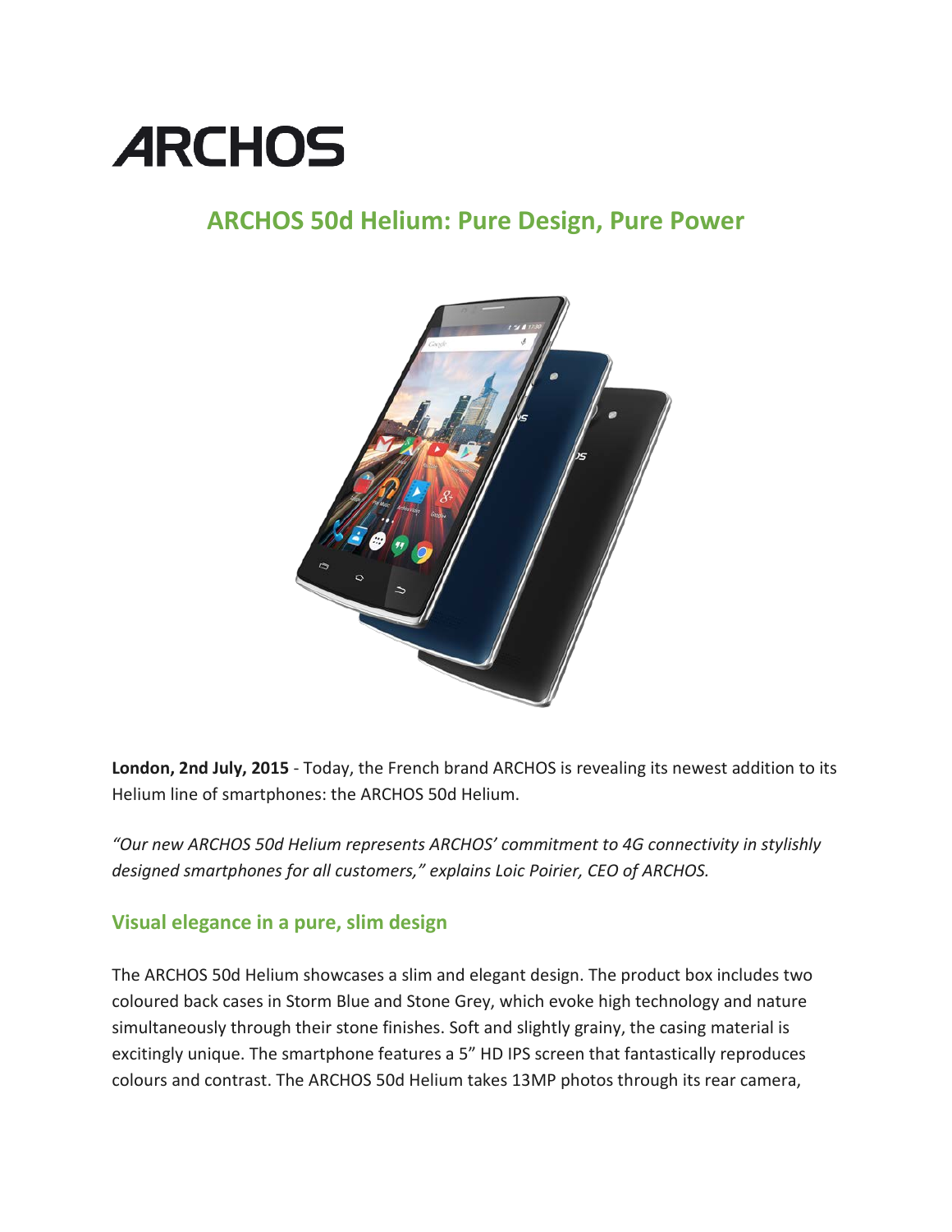# ARCHOS

## ARCHOS 50d Helium: Pure Design, Pure Power

**London, 2nd July, 2015** - Today, the French brand ARCHOS is revealing its newest addition to its Helium line of smartphones: the ARCHOS 50d Helium.

*"Our new ARCHOS 50d Helium represents ARCHOS' commitment to 4G connectivity in stylishly designed smartphones for all customers," explains Loic Poirier, CEO of ARCHOS.*

### Visual elegance in a pure, slim design

The ARCHOS 50d Helium showcases a slim and elegant design. The product box includes two coloured back cases in Storm Blue and Stone Grey, which evoke high technology and nature simultaneously through their stone finishes. Soft and slightly grainy, the casing material is excitingly unique. The smartphone features a 5" HD IPS screen that fantastically reproduces colours and contrast. The ARCHOS 50d Helium takes 13MP photos through its rear camera,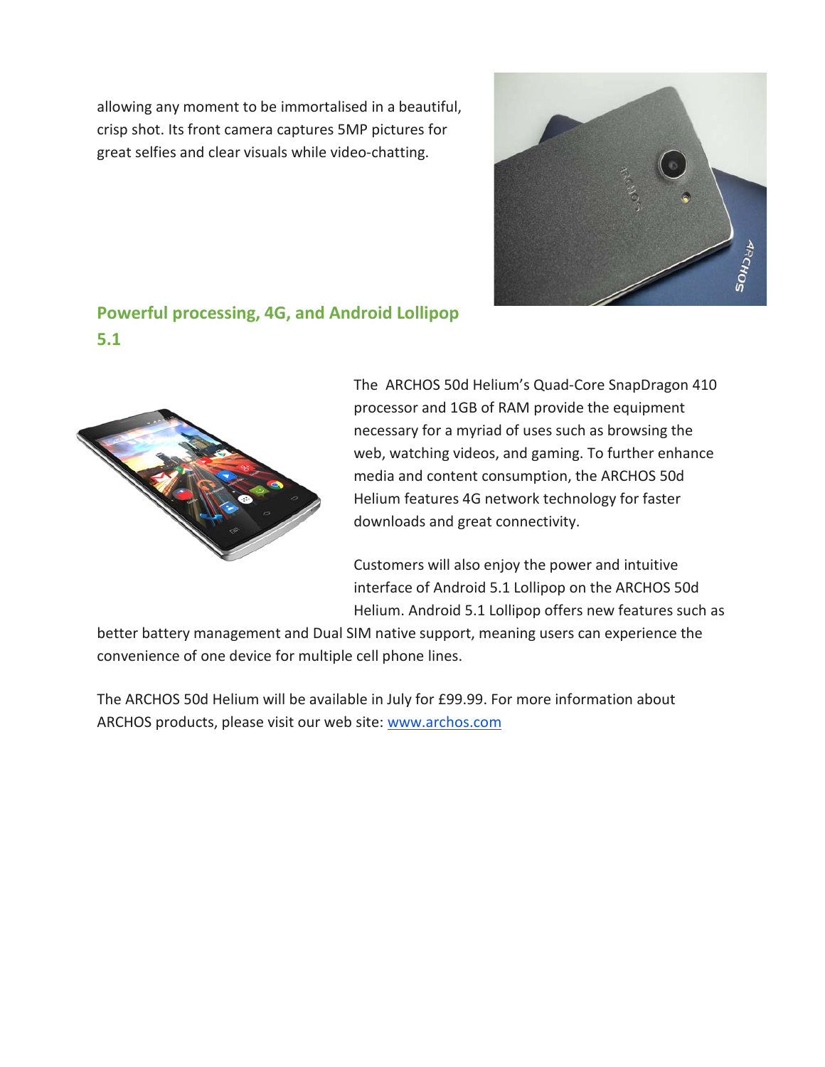allowing any moment to be immortalised in a beautiful, crisp shot. Its front camera captures 5MP pictures for great selfies and clear visuals while video-chatting.

## Powerful processing, 4G, and Android Lollipop 5.1

The ARCHOS 50d Helium's Quad-Core SnapDragon 410 processor and 1GB of RAM provide the equipment necessary for a myriad of uses such as browsing the web, watching videos, and gaming. To further enhance media and content consumption, the ARCHOS 50d Helium features 4G network technology for faster downloads and great connectivity.

Customers will also enjoy the power and intuitive interface of Android 5.1 Lollipop on the ARCHOS 50d Helium. Android 5.1 Lollipop offers new features such as better battery management and Dual SIM native support, meaning users can experience the convenience of one device for multiple cell phone lines.

The ARCHOS 50d Helium will be available in July for £99.99. For more information about ARCHOS products, please visit our web site: [www.archos.com](www.archos.com)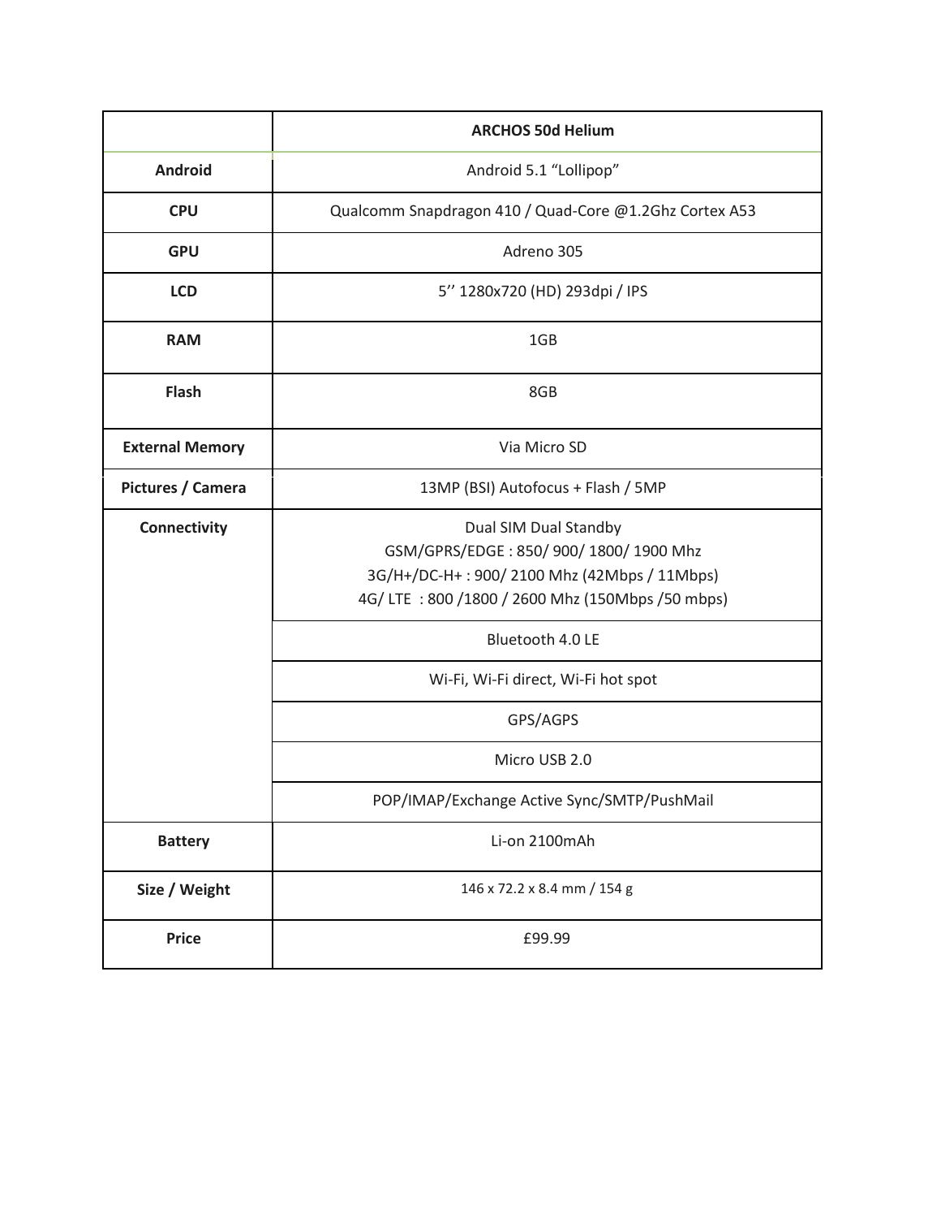| | ARCHOS 50d Helium |
|---|---|
| **Android** | Android 5.1 “Lollipop” |
| **CPU** | Qualcomm Snapdragon 410 / Quad-Core @1.2Ghz Cortex A53 |
| **GPU** | Adreno 305 |
| **LCD** | 5’’ 1280x720 (HD) 293dpi / IPS |
| **RAM** | 1GB |
| **Flash** | 8GB |
| **External Memory** | Via Micro SD |
| **Pictures / Camera** | 13MP (BSI) Autofocus + Flash / 5MP |
| **Connectivity** | Dual SIM Dual Standby<br>GSM/GPRS/EDGE : 850/ 900/ 1800/ 1900 Mhz<br>3G/H+/DC-H+ : 900/ 2100 Mhz (42Mbps / 11Mbps)<br>4G/ LTE : 800 /1800 / 2600 Mhz (150Mbps /50 mbps) |
| | Bluetooth 4.0 LE |
| | Wi-Fi, Wi-Fi direct, Wi-Fi hot spot |
| | GPS/AGPS |
| | Micro USB 2.0 |
| | POP/IMAP/Exchange Active Sync/SMTP/PushMail |
| **Battery** | Li-on 2100mAh |
| **Size / Weight** | 146 x 72.2 x 8.4 mm / 154 g |
| **Price** | £99.99 |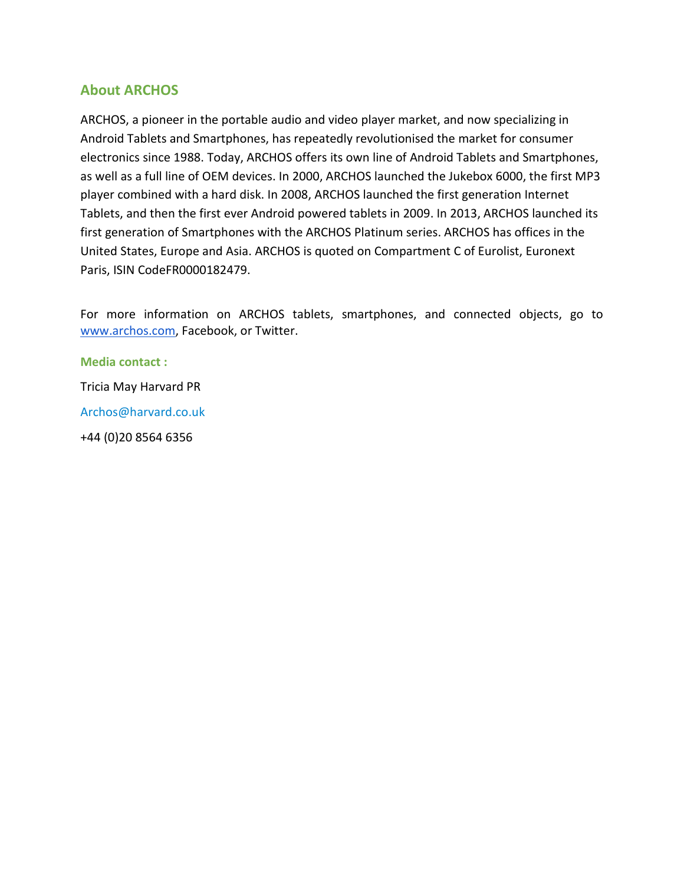## About ARCHOS

ARCHOS, a pioneer in the portable audio and video player market, and now specializing in Android Tablets and Smartphones, has repeatedly revolutionised the market for consumer electronics since 1988. Today, ARCHOS offers its own line of Android Tablets and Smartphones, as well as a full line of OEM devices. In 2000, ARCHOS launched the Jukebox 6000, the first MP3 player combined with a hard disk. In 2008, ARCHOS launched the first generation Internet Tablets, and then the first ever Android powered tablets in 2009. In 2013, ARCHOS launched its first generation of Smartphones with the ARCHOS Platinum series. ARCHOS has offices in the United States, Europe and Asia. ARCHOS is quoted on Compartment C of Eurolist, Euronext Paris, ISIN CodeFR0000182479.

For more information on ARCHOS tablets, smartphones, and connected objects, go to [www.archos.com](http://www.archos.com), Facebook, or Twitter.

**Media contact :**

Tricia May Harvard PR

Archos@harvard.co.uk

+44 (0)20 8564 6356